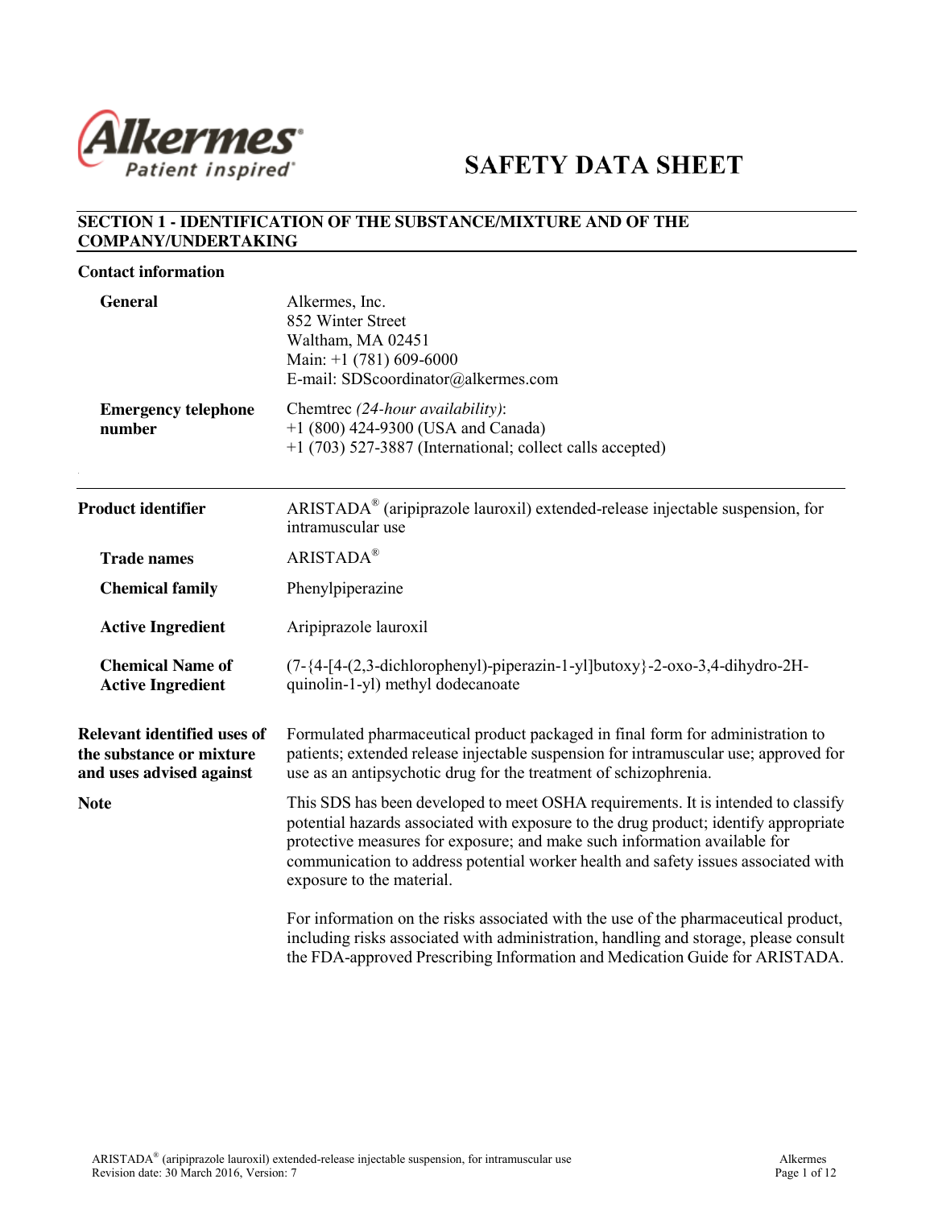Alkermes®
Patient inspired®

# SAFETY DATA SHEET

## SECTION 1 - IDENTIFICATION OF THE SUBSTANCE/MIXTURE AND OF THE COMPANY/UNDERTAKING

**Contact information**

| | |
|---|---|
| **General** | Alkermes, Inc.<br>852 Winter Street<br>Waltham, MA 02451<br>Main: +1 (781) 609-6000<br>E-mail: SDScoordinator@alkermes.com |
| **Emergency telephone number** | Chemtrec *(24-hour availability)*:<br>+1 (800) 424-9300 (USA and Canada)<br>+1 (703) 527-3887 (International; collect calls accepted) |

| | |
|---|---|
| **Product identifier** | ARISTADA® (aripiprazole lauroxil) extended-release injectable suspension, for intramuscular use |
| **Trade names** | ARISTADA® |
| **Chemical family** | Phenylpiperazine |
| **Active Ingredient** | Aripiprazole lauroxil |
| **Chemical Name of Active Ingredient** | (7-{4-[4-(2,3-dichlorophenyl)-piperazin-1-yl]butoxy}-2-oxo-3,4-dihydro-2H-quinolin-1-yl) methyl dodecanoate |
| **Relevant identified uses of the substance or mixture and uses advised against** | Formulated pharmaceutical product packaged in final form for administration to patients; extended release injectable suspension for intramuscular use; approved for use as an antipsychotic drug for the treatment of schizophrenia. |
| **Note** | This SDS has been developed to meet OSHA requirements. It is intended to classify potential hazards associated with exposure to the drug product; identify appropriate protective measures for exposure; and make such information available for communication to address potential worker health and safety issues associated with exposure to the material.<br><br>For information on the risks associated with the use of the pharmaceutical product, including risks associated with administration, handling and storage, please consult the FDA-approved Prescribing Information and Medication Guide for ARISTADA. |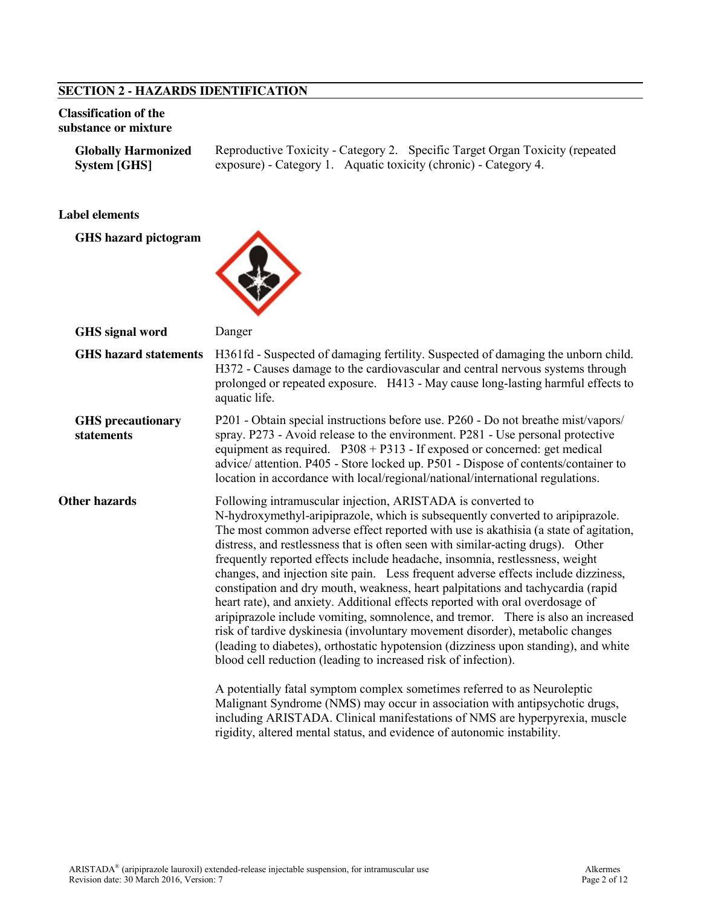## SECTION 2 - HAZARDS IDENTIFICATION

**Classification of the substance or mixture**

**Globally Harmonized System [GHS]**
Reproductive Toxicity - Category 2. Specific Target Organ Toxicity (repeated exposure) - Category 1. Aquatic toxicity (chronic) - Category 4.

**Label elements**

**GHS hazard pictogram**

**GHS signal word**
Danger

**GHS hazard statements**
H361fd - Suspected of damaging fertility. Suspected of damaging the unborn child. H372 - Causes damage to the cardiovascular and central nervous systems through prolonged or repeated exposure. H413 - May cause long-lasting harmful effects to aquatic life.

**GHS precautionary statements**
P201 - Obtain special instructions before use. P260 - Do not breathe mist/vapors/ spray. P273 - Avoid release to the environment. P281 - Use personal protective equipment as required. P308 + P313 - If exposed or concerned: get medical advice/ attention. P405 - Store locked up. P501 - Dispose of contents/container to location in accordance with local/regional/national/international regulations.

**Other hazards**
Following intramuscular injection, ARISTADA is converted to N-hydroxymethyl-aripiprazole, which is subsequently converted to aripiprazole. The most common adverse effect reported with use is akathisia (a state of agitation, distress, and restlessness that is often seen with similar-acting drugs). Other frequently reported effects include headache, insomnia, restlessness, weight changes, and injection site pain. Less frequent adverse effects include dizziness, constipation and dry mouth, weakness, heart palpitations and tachycardia (rapid heart rate), and anxiety. Additional effects reported with oral overdosage of aripiprazole include vomiting, somnolence, and tremor. There is also an increased risk of tardive dyskinesia (involuntary movement disorder), metabolic changes (leading to diabetes), orthostatic hypotension (dizziness upon standing), and white blood cell reduction (leading to increased risk of infection).

A potentially fatal symptom complex sometimes referred to as Neuroleptic Malignant Syndrome (NMS) may occur in association with antipsychotic drugs, including ARISTADA. Clinical manifestations of NMS are hyperpyrexia, muscle rigidity, altered mental status, and evidence of autonomic instability.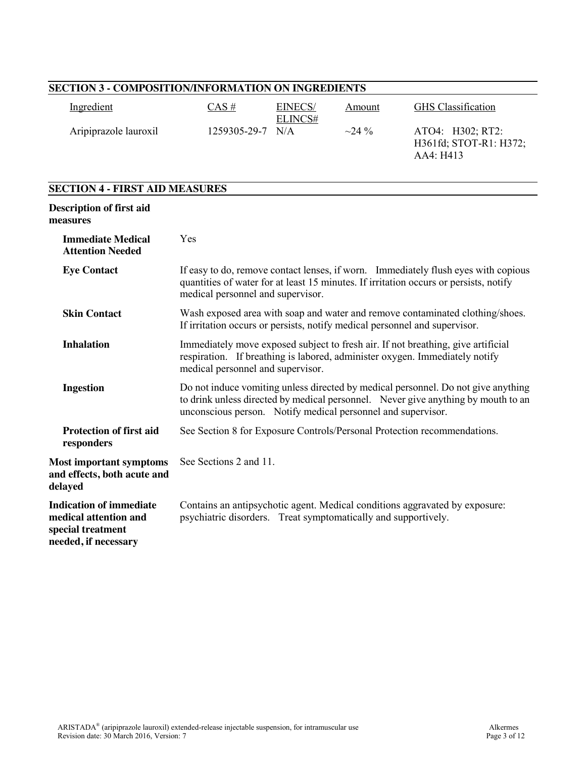## SECTION 3 - COMPOSITION/INFORMATION ON INGREDIENTS

| Ingredient | CAS # | EINECS/ ELINCS# | Amount | GHS Classification |
|---|---|---|---|---|
| Aripiprazole lauroxil | 1259305-29-7 | N/A | ~24 % | ATO4: H302; RT2: H361fd; STOT-R1: H372; AA4: H413 |

## SECTION 4 - FIRST AID MEASURES

**Description of first aid measures**

**Immediate Medical Attention Needed**
Yes

**Eye Contact**
If easy to do, remove contact lenses, if worn. Immediately flush eyes with copious quantities of water for at least 15 minutes. If irritation occurs or persists, notify medical personnel and supervisor.

**Skin Contact**
Wash exposed area with soap and water and remove contaminated clothing/shoes. If irritation occurs or persists, notify medical personnel and supervisor.

**Inhalation**
Immediately move exposed subject to fresh air. If not breathing, give artificial respiration. If breathing is labored, administer oxygen. Immediately notify medical personnel and supervisor.

**Ingestion**
Do not induce vomiting unless directed by medical personnel. Do not give anything to drink unless directed by medical personnel. Never give anything by mouth to an unconscious person. Notify medical personnel and supervisor.

**Protection of first aid responders**
See Section 8 for Exposure Controls/Personal Protection recommendations.

**Most important symptoms and effects, both acute and delayed**
See Sections 2 and 11.

**Indication of immediate medical attention and special treatment needed, if necessary**
Contains an antipsychotic agent. Medical conditions aggravated by exposure: psychiatric disorders. Treat symptomatically and supportively.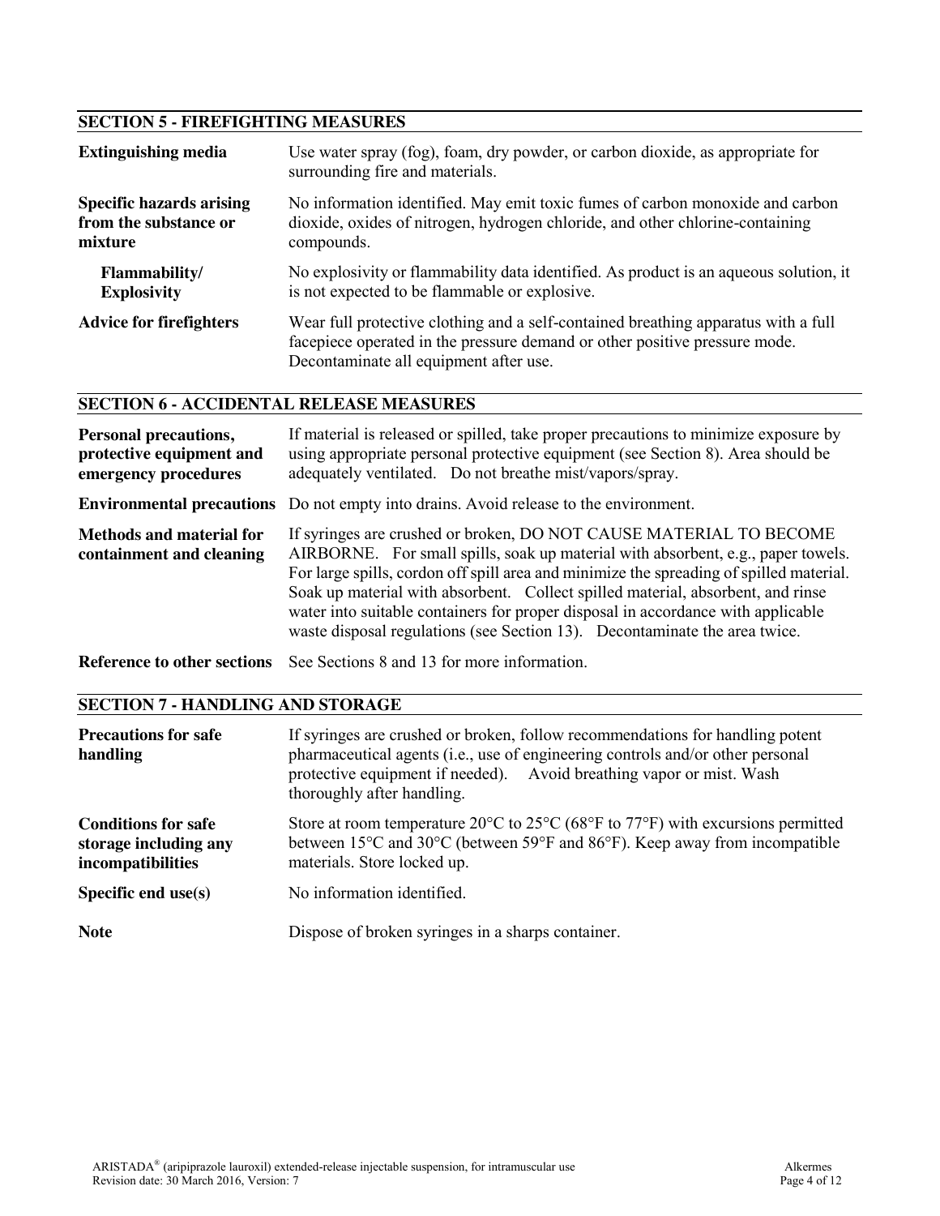## SECTION 5 - FIREFIGHTING MEASURES

| | |
|---|---|
| **Extinguishing media** | Use water spray (fog), foam, dry powder, or carbon dioxide, as appropriate for surrounding fire and materials. |
| **Specific hazards arising from the substance or mixture** | No information identified. May emit toxic fumes of carbon monoxide and carbon dioxide, oxides of nitrogen, hydrogen chloride, and other chlorine-containing compounds. |
| **Flammability/ Explosivity** | No explosivity or flammability data identified. As product is an aqueous solution, it is not expected to be flammable or explosive. |
| **Advice for firefighters** | Wear full protective clothing and a self-contained breathing apparatus with a full facepiece operated in the pressure demand or other positive pressure mode. Decontaminate all equipment after use. |

## SECTION 6 - ACCIDENTAL RELEASE MEASURES

| | |
|---|---|
| **Personal precautions, protective equipment and emergency procedures** | If material is released or spilled, take proper precautions to minimize exposure by using appropriate personal protective equipment (see Section 8). Area should be adequately ventilated. Do not breathe mist/vapors/spray. |
| **Environmental precautions** | Do not empty into drains. Avoid release to the environment. |
| **Methods and material for containment and cleaning** | If syringes are crushed or broken, DO NOT CAUSE MATERIAL TO BECOME AIRBORNE. For small spills, soak up material with absorbent, e.g., paper towels. For large spills, cordon off spill area and minimize the spreading of spilled material. Soak up material with absorbent. Collect spilled material, absorbent, and rinse water into suitable containers for proper disposal in accordance with applicable waste disposal regulations (see Section 13). Decontaminate the area twice. |
| **Reference to other sections** | See Sections 8 and 13 for more information. |

## SECTION 7 - HANDLING AND STORAGE

| | |
|---|---|
| **Precautions for safe handling** | If syringes are crushed or broken, follow recommendations for handling potent pharmaceutical agents (i.e., use of engineering controls and/or other personal protective equipment if needed). Avoid breathing vapor or mist. Wash thoroughly after handling. |
| **Conditions for safe storage including any incompatibilities** | Store at room temperature 20°C to 25°C (68°F to 77°F) with excursions permitted between 15°C and 30°C (between 59°F and 86°F). Keep away from incompatible materials. Store locked up. |
| **Specific end use(s)** | No information identified. |
| **Note** | Dispose of broken syringes in a sharps container. |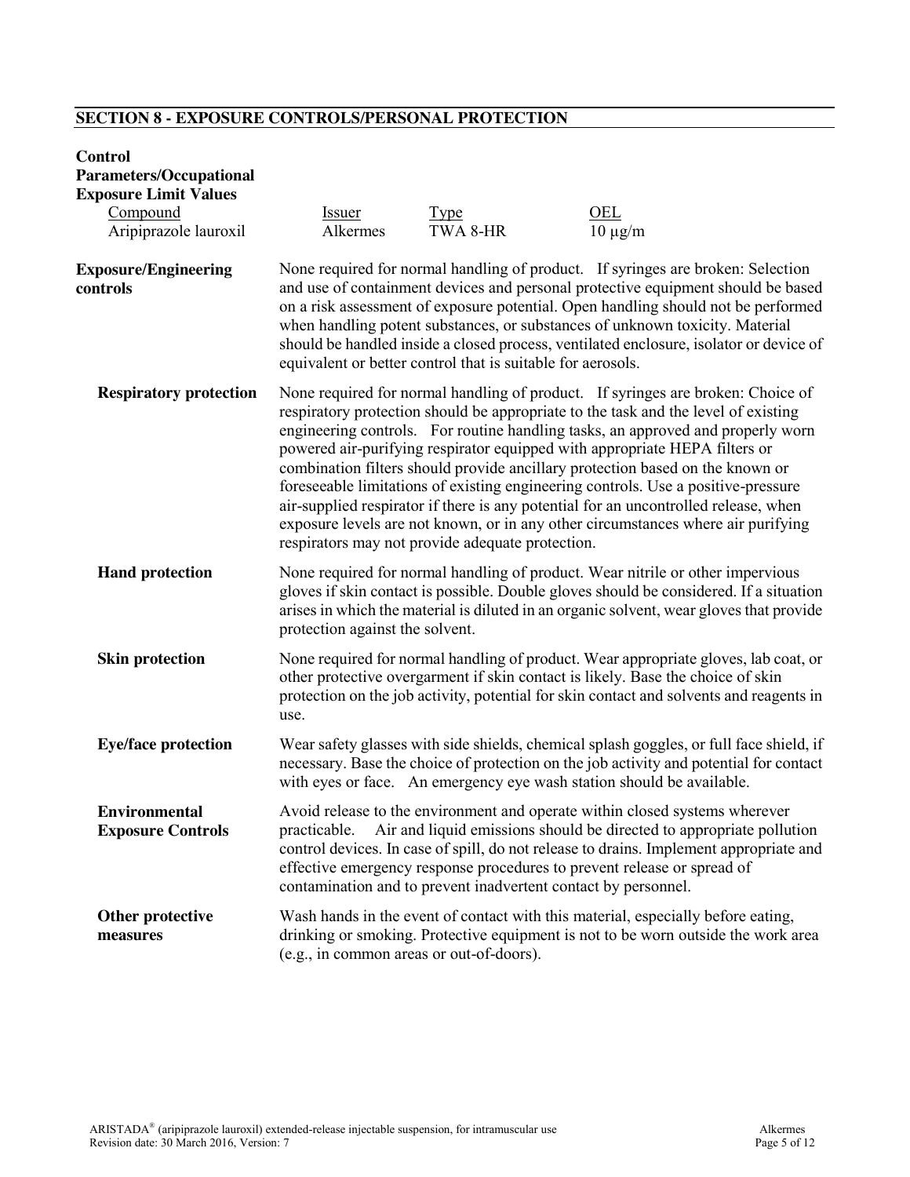## SECTION 8 - EXPOSURE CONTROLS/PERSONAL PROTECTION

**Control Parameters/Occupational Exposure Limit Values**

| Compound | Issuer | Type | OEL |
| --- | --- | --- | --- |
| Aripiprazole lauroxil | Alkermes | TWA 8-HR | 10 µg/m |

**Exposure/Engineering controls**

None required for normal handling of product. If syringes are broken: Selection and use of containment devices and personal protective equipment should be based on a risk assessment of exposure potential. Open handling should not be performed when handling potent substances, or substances of unknown toxicity. Material should be handled inside a closed process, ventilated enclosure, isolator or device of equivalent or better control that is suitable for aerosols.

**Respiratory protection**

None required for normal handling of product. If syringes are broken: Choice of respiratory protection should be appropriate to the task and the level of existing engineering controls. For routine handling tasks, an approved and properly worn powered air-purifying respirator equipped with appropriate HEPA filters or combination filters should provide ancillary protection based on the known or foreseeable limitations of existing engineering controls. Use a positive-pressure air-supplied respirator if there is any potential for an uncontrolled release, when exposure levels are not known, or in any other circumstances where air purifying respirators may not provide adequate protection.

**Hand protection**

None required for normal handling of product. Wear nitrile or other impervious gloves if skin contact is possible. Double gloves should be considered. If a situation arises in which the material is diluted in an organic solvent, wear gloves that provide protection against the solvent.

**Skin protection**

None required for normal handling of product. Wear appropriate gloves, lab coat, or other protective overgarment if skin contact is likely. Base the choice of skin protection on the job activity, potential for skin contact and solvents and reagents in use.

**Eye/face protection**

Wear safety glasses with side shields, chemical splash goggles, or full face shield, if necessary. Base the choice of protection on the job activity and potential for contact with eyes or face. An emergency eye wash station should be available.

**Environmental Exposure Controls**

Avoid release to the environment and operate within closed systems wherever practicable. Air and liquid emissions should be directed to appropriate pollution control devices. In case of spill, do not release to drains. Implement appropriate and effective emergency response procedures to prevent release or spread of contamination and to prevent inadvertent contact by personnel.

**Other protective measures**

Wash hands in the event of contact with this material, especially before eating, drinking or smoking. Protective equipment is not to be worn outside the work area (e.g., in common areas or out-of-doors).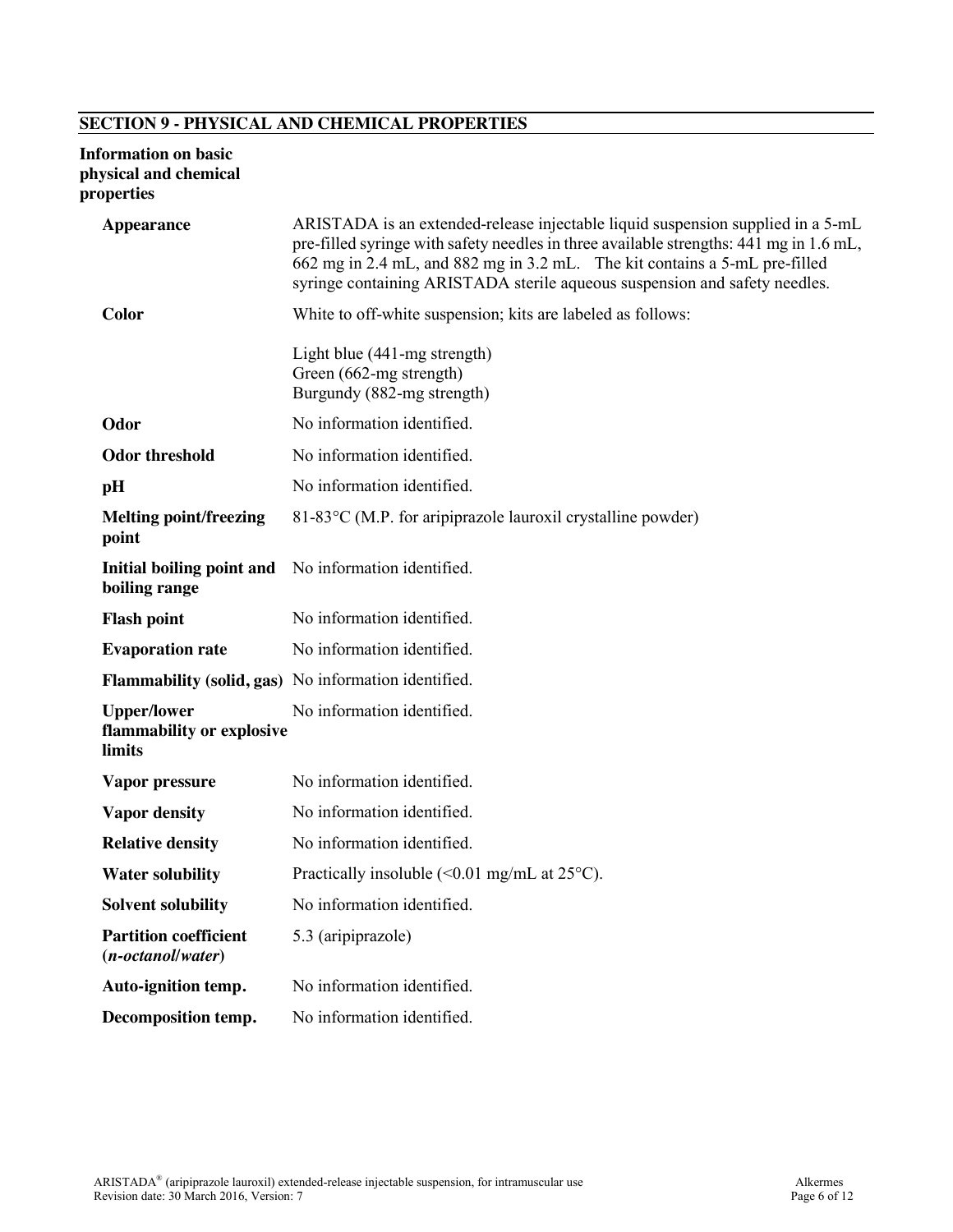## SECTION 9 - PHYSICAL AND CHEMICAL PROPERTIES

**Information on basic physical and chemical properties**

| Property | Value |
| --- | --- |
| **Appearance** | ARISTADA is an extended-release injectable liquid suspension supplied in a 5-mL pre-filled syringe with safety needles in three available strengths: 441 mg in 1.6 mL, 662 mg in 2.4 mL, and 882 mg in 3.2 mL. The kit contains a 5-mL pre-filled syringe containing ARISTADA sterile aqueous suspension and safety needles. |
| **Color** | White to off-white suspension; kits are labeled as follows:<br><br>Light blue (441-mg strength)<br>Green (662-mg strength)<br>Burgundy (882-mg strength) |
| **Odor** | No information identified. |
| **Odor threshold** | No information identified. |
| **pH** | No information identified. |
| **Melting point/freezing point** | 81-83°C (M.P. for aripiprazole lauroxil crystalline powder) |
| **Initial boiling point and boiling range** | No information identified. |
| **Flash point** | No information identified. |
| **Evaporation rate** | No information identified. |
| **Flammability (solid, gas)** | No information identified. |
| **Upper/lower flammability or explosive limits** | No information identified. |
| **Vapor pressure** | No information identified. |
| **Vapor density** | No information identified. |
| **Relative density** | No information identified. |
| **Water solubility** | Practically insoluble (<0.01 mg/mL at 25°C). |
| **Solvent solubility** | No information identified. |
| **Partition coefficient (*n-octanol/water*)** | 5.3 (aripiprazole) |
| **Auto-ignition temp.** | No information identified. |
| **Decomposition temp.** | No information identified. |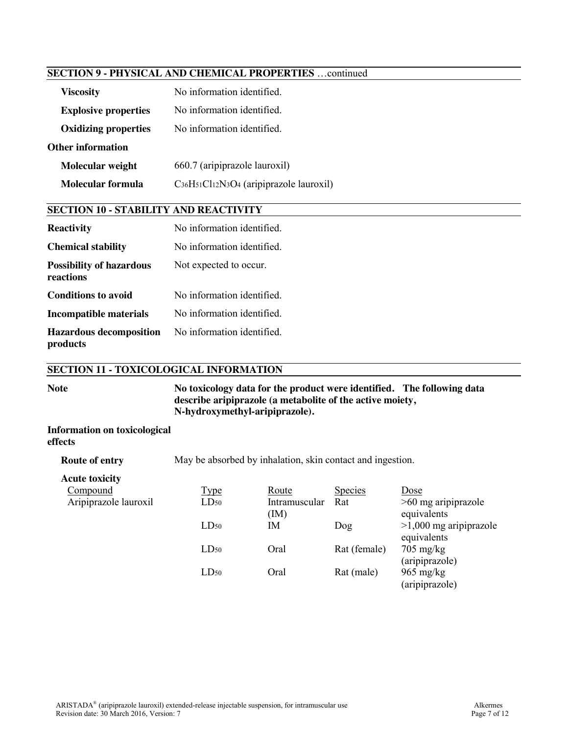## SECTION 9 - PHYSICAL AND CHEMICAL PROPERTIES …continued

| | |
|---|---|
| **Viscosity** | No information identified. |
| **Explosive properties** | No information identified. |
| **Oxidizing properties** | No information identified. |

**Other information**

| | |
|---|---|
| **Molecular weight** | 660.7 (aripiprazole lauroxil) |
| **Molecular formula** | $C_{36}H_{51}Cl_{12}N_3O_4$ (aripiprazole lauroxil) |

## SECTION 10 - STABILITY AND REACTIVITY

| | |
|---|---|
| **Reactivity** | No information identified. |
| **Chemical stability** | No information identified. |
| **Possibility of hazardous reactions** | Not expected to occur. |
| **Conditions to avoid** | No information identified. |
| **Incompatible materials** | No information identified. |
| **Hazardous decomposition products** | No information identified. |

## SECTION 11 - TOXICOLOGICAL INFORMATION

**Note** — **No toxicology data for the product were identified. The following data describe aripiprazole (a metabolite of the active moiety, N-hydroxymethyl-aripiprazole).**

**Information on toxicological effects**

**Route of entry** — May be absorbed by inhalation, skin contact and ingestion.

**Acute toxicity**

| Compound | Type | Route | Species | Dose |
|---|---|---|---|---|
| Aripiprazole lauroxil | $LD_{50}$ | Intramuscular (IM) | Rat | >60 mg aripiprazole equivalents |
| | $LD_{50}$ | IM | Dog | >1,000 mg aripiprazole equivalents |
| | $LD_{50}$ | Oral | Rat (female) | 705 mg/kg (aripiprazole) |
| | $LD_{50}$ | Oral | Rat (male) | 965 mg/kg (aripiprazole) |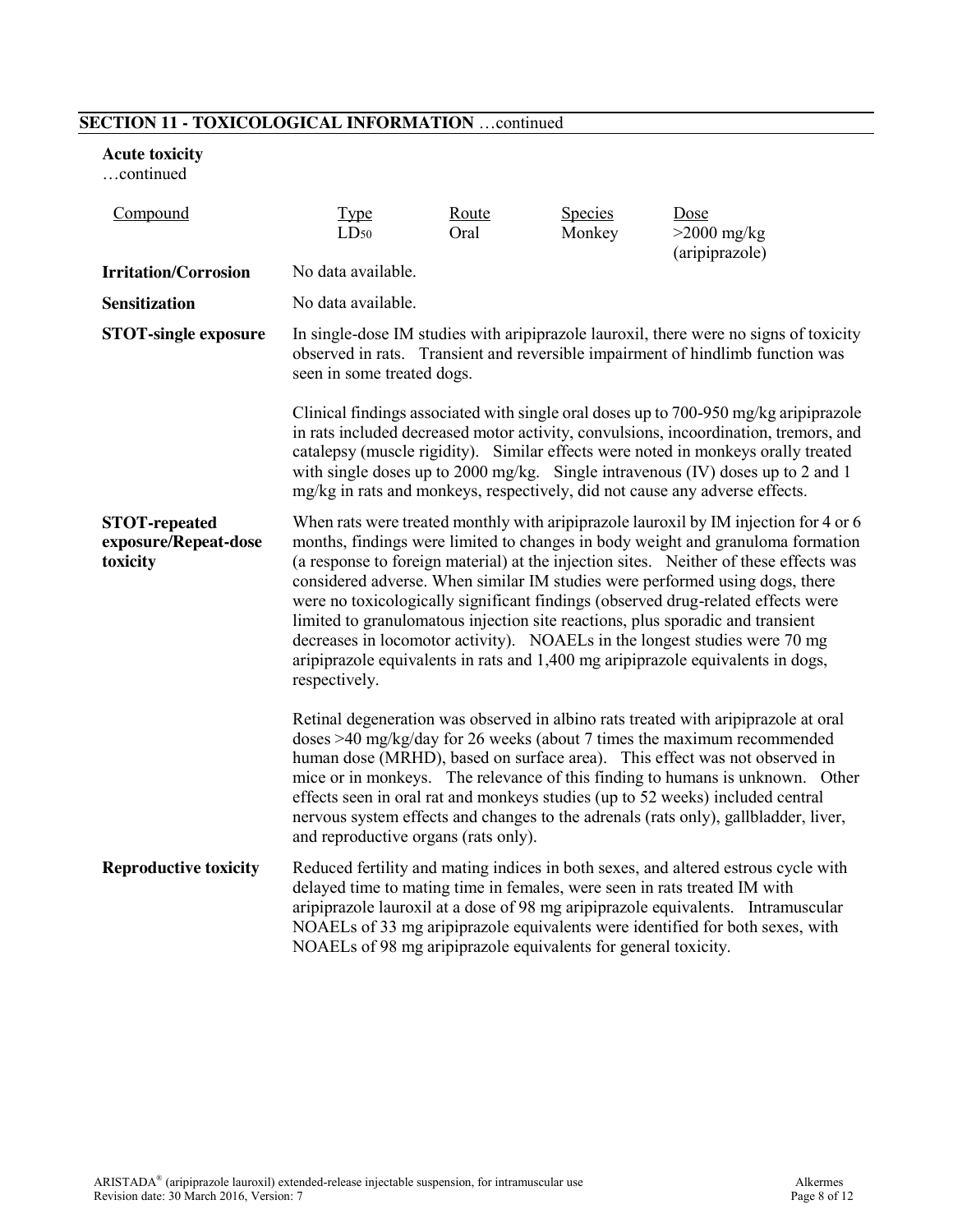## SECTION 11 - TOXICOLOGICAL INFORMATION …continued

**Acute toxicity**
…continued

| Compound | Type | Route | Species | Dose |
|---|---|---|---|---|
| | $LD_{50}$ | Oral | Monkey | >2000 mg/kg (aripiprazole) |

**Irritation/Corrosion**
No data available.

**Sensitization**
No data available.

**STOT-single exposure**
In single-dose IM studies with aripiprazole lauroxil, there were no signs of toxicity observed in rats. Transient and reversible impairment of hindlimb function was seen in some treated dogs.

Clinical findings associated with single oral doses up to 700-950 mg/kg aripiprazole in rats included decreased motor activity, convulsions, incoordination, tremors, and catalepsy (muscle rigidity). Similar effects were noted in monkeys orally treated with single doses up to 2000 mg/kg. Single intravenous (IV) doses up to 2 and 1 mg/kg in rats and monkeys, respectively, did not cause any adverse effects.

**STOT-repeated exposure/Repeat-dose toxicity**
When rats were treated monthly with aripiprazole lauroxil by IM injection for 4 or 6 months, findings were limited to changes in body weight and granuloma formation (a response to foreign material) at the injection sites. Neither of these effects was considered adverse. When similar IM studies were performed using dogs, there were no toxicologically significant findings (observed drug-related effects were limited to granulomatous injection site reactions, plus sporadic and transient decreases in locomotor activity). NOAELs in the longest studies were 70 mg aripiprazole equivalents in rats and 1,400 mg aripiprazole equivalents in dogs, respectively.

Retinal degeneration was observed in albino rats treated with aripiprazole at oral doses >40 mg/kg/day for 26 weeks (about 7 times the maximum recommended human dose (MRHD), based on surface area). This effect was not observed in mice or in monkeys. The relevance of this finding to humans is unknown. Other effects seen in oral rat and monkeys studies (up to 52 weeks) included central nervous system effects and changes to the adrenals (rats only), gallbladder, liver, and reproductive organs (rats only).

**Reproductive toxicity**
Reduced fertility and mating indices in both sexes, and altered estrous cycle with delayed time to mating time in females, were seen in rats treated IM with aripiprazole lauroxil at a dose of 98 mg aripiprazole equivalents. Intramuscular NOAELs of 33 mg aripiprazole equivalents were identified for both sexes, with NOAELs of 98 mg aripiprazole equivalents for general toxicity.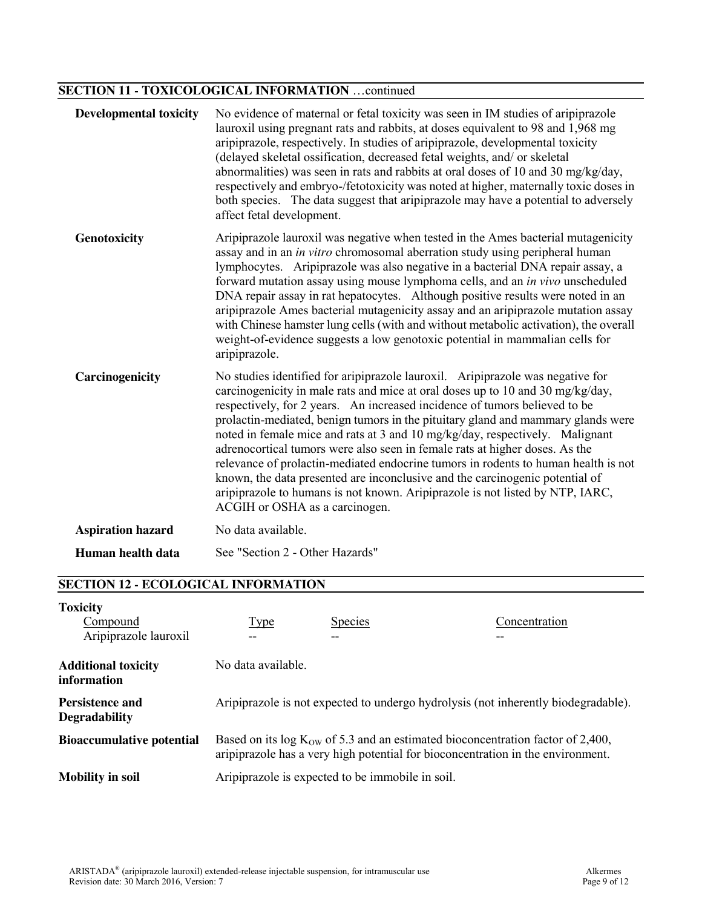## SECTION 11 - TOXICOLOGICAL INFORMATION …continued

**Developmental toxicity**

No evidence of maternal or fetal toxicity was seen in IM studies of aripiprazole lauroxil using pregnant rats and rabbits, at doses equivalent to 98 and 1,968 mg aripiprazole, respectively. In studies of aripiprazole, developmental toxicity (delayed skeletal ossification, decreased fetal weights, and/ or skeletal abnormalities) was seen in rats and rabbits at oral doses of 10 and 30 mg/kg/day, respectively and embryo-/fetotoxicity was noted at higher, maternally toxic doses in both species. The data suggest that aripiprazole may have a potential to adversely affect fetal development.

**Genotoxicity**

Aripiprazole lauroxil was negative when tested in the Ames bacterial mutagenicity assay and in an *in vitro* chromosomal aberration study using peripheral human lymphocytes. Aripiprazole was also negative in a bacterial DNA repair assay, a forward mutation assay using mouse lymphoma cells, and an *in vivo* unscheduled DNA repair assay in rat hepatocytes. Although positive results were noted in an aripiprazole Ames bacterial mutagenicity assay and an aripiprazole mutation assay with Chinese hamster lung cells (with and without metabolic activation), the overall weight-of-evidence suggests a low genotoxic potential in mammalian cells for aripiprazole.

**Carcinogenicity**

No studies identified for aripiprazole lauroxil. Aripiprazole was negative for carcinogenicity in male rats and mice at oral doses up to 10 and 30 mg/kg/day, respectively, for 2 years. An increased incidence of tumors believed to be prolactin-mediated, benign tumors in the pituitary gland and mammary glands were noted in female mice and rats at 3 and 10 mg/kg/day, respectively. Malignant adrenocortical tumors were also seen in female rats at higher doses. As the relevance of prolactin-mediated endocrine tumors in rodents to human health is not known, the data presented are inconclusive and the carcinogenic potential of aripiprazole to humans is not known. Aripiprazole is not listed by NTP, IARC, ACGIH or OSHA as a carcinogen.

**Aspiration hazard**

No data available.

**Human health data**

See "Section 2 - Other Hazards"

## SECTION 12 - ECOLOGICAL INFORMATION

**Toxicity**

| Compound | Type | Species | Concentration |
|---|---|---|---|
| Aripiprazole lauroxil | -- | -- | -- |

**Additional toxicity information**

No data available.

**Persistence and Degradability**

Aripiprazole is not expected to undergo hydrolysis (not inherently biodegradable).

**Bioaccumulative potential**

Based on its log $K_{OW}$ of 5.3 and an estimated bioconcentration factor of 2,400, aripiprazole has a very high potential for bioconcentration in the environment.

**Mobility in soil**

Aripiprazole is expected to be immobile in soil.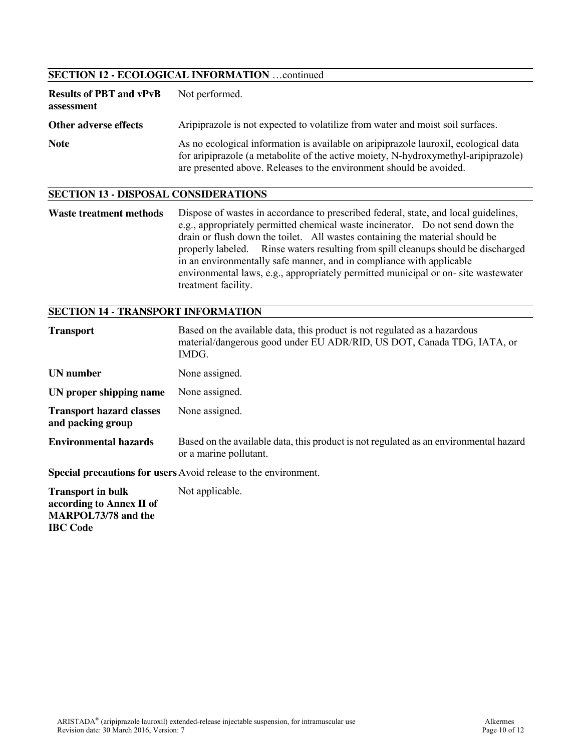## SECTION 12 - ECOLOGICAL INFORMATION …continued

| | |
|---|---|
| **Results of PBT and vPvB assessment** | Not performed. |
| **Other adverse effects** | Aripiprazole is not expected to volatilize from water and moist soil surfaces. |
| **Note** | As no ecological information is available on aripiprazole lauroxil, ecological data for aripiprazole (a metabolite of the active moiety, N-hydroxymethyl-aripiprazole) are presented above. Releases to the environment should be avoided. |

## SECTION 13 - DISPOSAL CONSIDERATIONS

| | |
|---|---|
| **Waste treatment methods** | Dispose of wastes in accordance to prescribed federal, state, and local guidelines, e.g., appropriately permitted chemical waste incinerator. Do not send down the drain or flush down the toilet. All wastes containing the material should be properly labeled. Rinse waters resulting from spill cleanups should be discharged in an environmentally safe manner, and in compliance with applicable environmental laws, e.g., appropriately permitted municipal or on- site wastewater treatment facility. |

## SECTION 14 - TRANSPORT INFORMATION

| | |
|---|---|
| **Transport** | Based on the available data, this product is not regulated as a hazardous material/dangerous good under EU ADR/RID, US DOT, Canada TDG, IATA, or IMDG. |
| **UN number** | None assigned. |
| **UN proper shipping name** | None assigned. |
| **Transport hazard classes and packing group** | None assigned. |
| **Environmental hazards** | Based on the available data, this product is not regulated as an environmental hazard or a marine pollutant. |
| **Special precautions for users** | Avoid release to the environment. |
| **Transport in bulk according to Annex II of MARPOL73/78 and the IBC Code** | Not applicable. |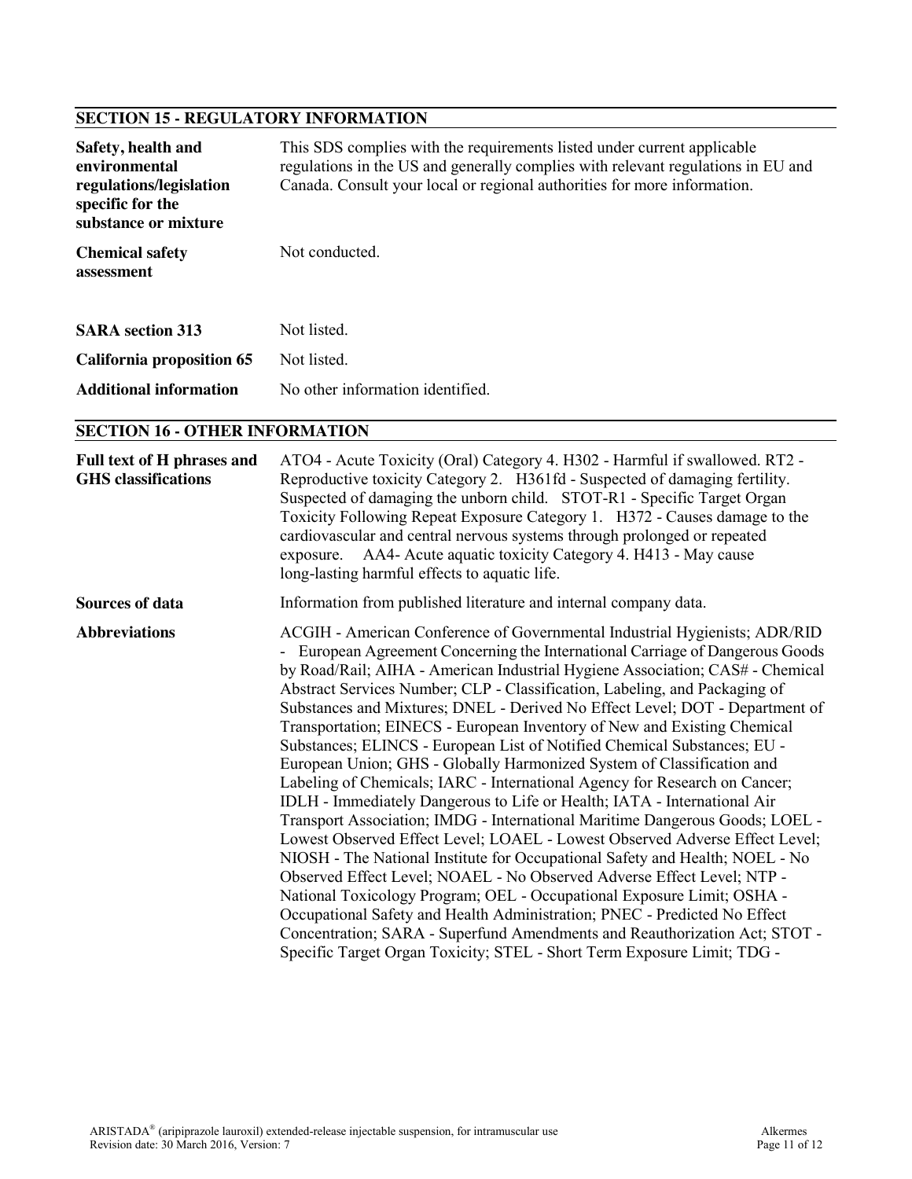## SECTION 15 - REGULATORY INFORMATION

| | |
|---|---|
| **Safety, health and environmental regulations/legislation specific for the substance or mixture** | This SDS complies with the requirements listed under current applicable regulations in the US and generally complies with relevant regulations in EU and Canada. Consult your local or regional authorities for more information. |
| **Chemical safety assessment** | Not conducted. |
| **SARA section 313** | Not listed. |
| **California proposition 65** | Not listed. |
| **Additional information** | No other information identified. |

## SECTION 16 - OTHER INFORMATION

| | |
|---|---|
| **Full text of H phrases and GHS classifications** | ATO4 - Acute Toxicity (Oral) Category 4. H302 - Harmful if swallowed. RT2 - Reproductive toxicity Category 2. H361fd - Suspected of damaging fertility. Suspected of damaging the unborn child. STOT-R1 - Specific Target Organ Toxicity Following Repeat Exposure Category 1. H372 - Causes damage to the cardiovascular and central nervous systems through prolonged or repeated exposure. AA4- Acute aquatic toxicity Category 4. H413 - May cause long-lasting harmful effects to aquatic life. |
| **Sources of data** | Information from published literature and internal company data. |
| **Abbreviations** | ACGIH - American Conference of Governmental Industrial Hygienists; ADR/RID - European Agreement Concerning the International Carriage of Dangerous Goods by Road/Rail; AIHA - American Industrial Hygiene Association; CAS# - Chemical Abstract Services Number; CLP - Classification, Labeling, and Packaging of Substances and Mixtures; DNEL - Derived No Effect Level; DOT - Department of Transportation; EINECS - European Inventory of New and Existing Chemical Substances; ELINCS - European List of Notified Chemical Substances; EU - European Union; GHS - Globally Harmonized System of Classification and Labeling of Chemicals; IARC - International Agency for Research on Cancer; IDLH - Immediately Dangerous to Life or Health; IATA - International Air Transport Association; IMDG - International Maritime Dangerous Goods; LOEL - Lowest Observed Effect Level; LOAEL - Lowest Observed Adverse Effect Level; NIOSH - The National Institute for Occupational Safety and Health; NOEL - No Observed Effect Level; NOAEL - No Observed Adverse Effect Level; NTP - National Toxicology Program; OEL - Occupational Exposure Limit; OSHA - Occupational Safety and Health Administration; PNEC - Predicted No Effect Concentration; SARA - Superfund Amendments and Reauthorization Act; STOT - Specific Target Organ Toxicity; STEL - Short Term Exposure Limit; TDG - |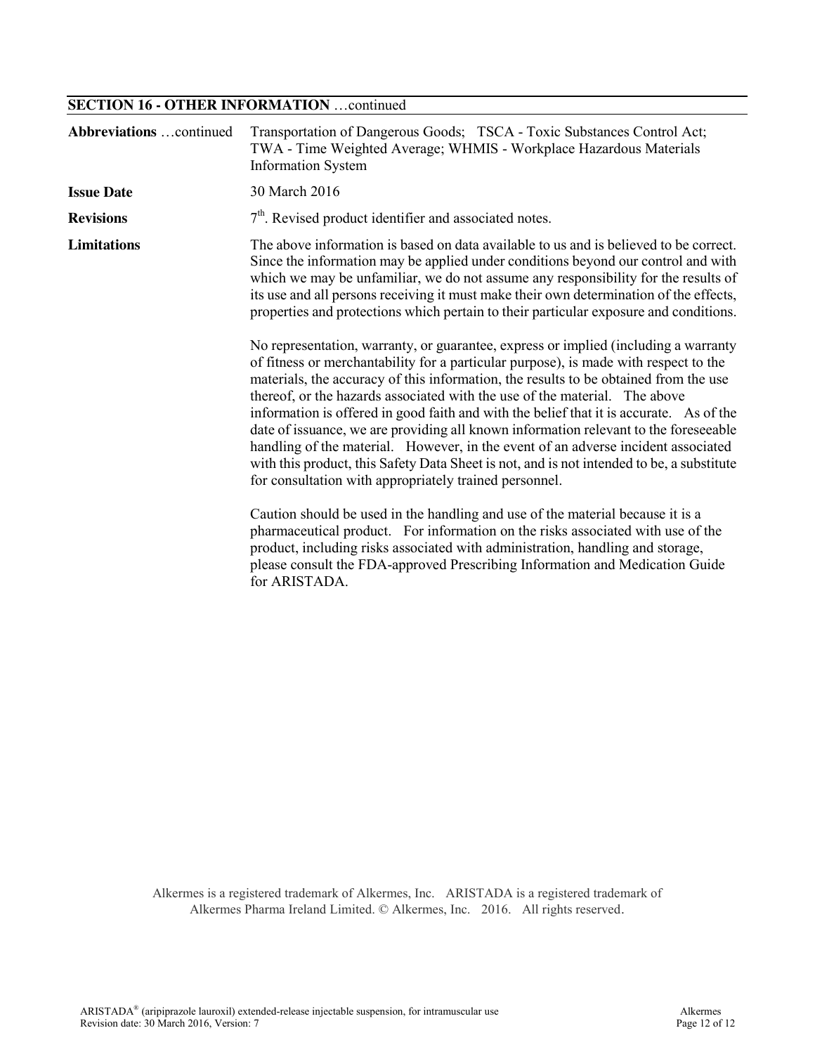## SECTION 16 - OTHER INFORMATION …continued

| | |
|---|---|
| **Abbreviations** …continued | Transportation of Dangerous Goods; TSCA - Toxic Substances Control Act; TWA - Time Weighted Average; WHMIS - Workplace Hazardous Materials Information System |
| **Issue Date** | 30 March 2016 |
| **Revisions** | 7th. Revised product identifier and associated notes. |
| **Limitations** | The above information is based on data available to us and is believed to be correct. Since the information may be applied under conditions beyond our control and with which we may be unfamiliar, we do not assume any responsibility for the results of its use and all persons receiving it must make their own determination of the effects, properties and protections which pertain to their particular exposure and conditions. |

No representation, warranty, or guarantee, express or implied (including a warranty of fitness or merchantability for a particular purpose), is made with respect to the materials, the accuracy of this information, the results to be obtained from the use thereof, or the hazards associated with the use of the material. The above information is offered in good faith and with the belief that it is accurate. As of the date of issuance, we are providing all known information relevant to the foreseeable handling of the material. However, in the event of an adverse incident associated with this product, this Safety Data Sheet is not, and is not intended to be, a substitute for consultation with appropriately trained personnel.

Caution should be used in the handling and use of the material because it is a pharmaceutical product. For information on the risks associated with use of the product, including risks associated with administration, handling and storage, please consult the FDA-approved Prescribing Information and Medication Guide for ARISTADA.

Alkermes is a registered trademark of Alkermes, Inc. ARISTADA is a registered trademark of Alkermes Pharma Ireland Limited. © Alkermes, Inc. 2016. All rights reserved.